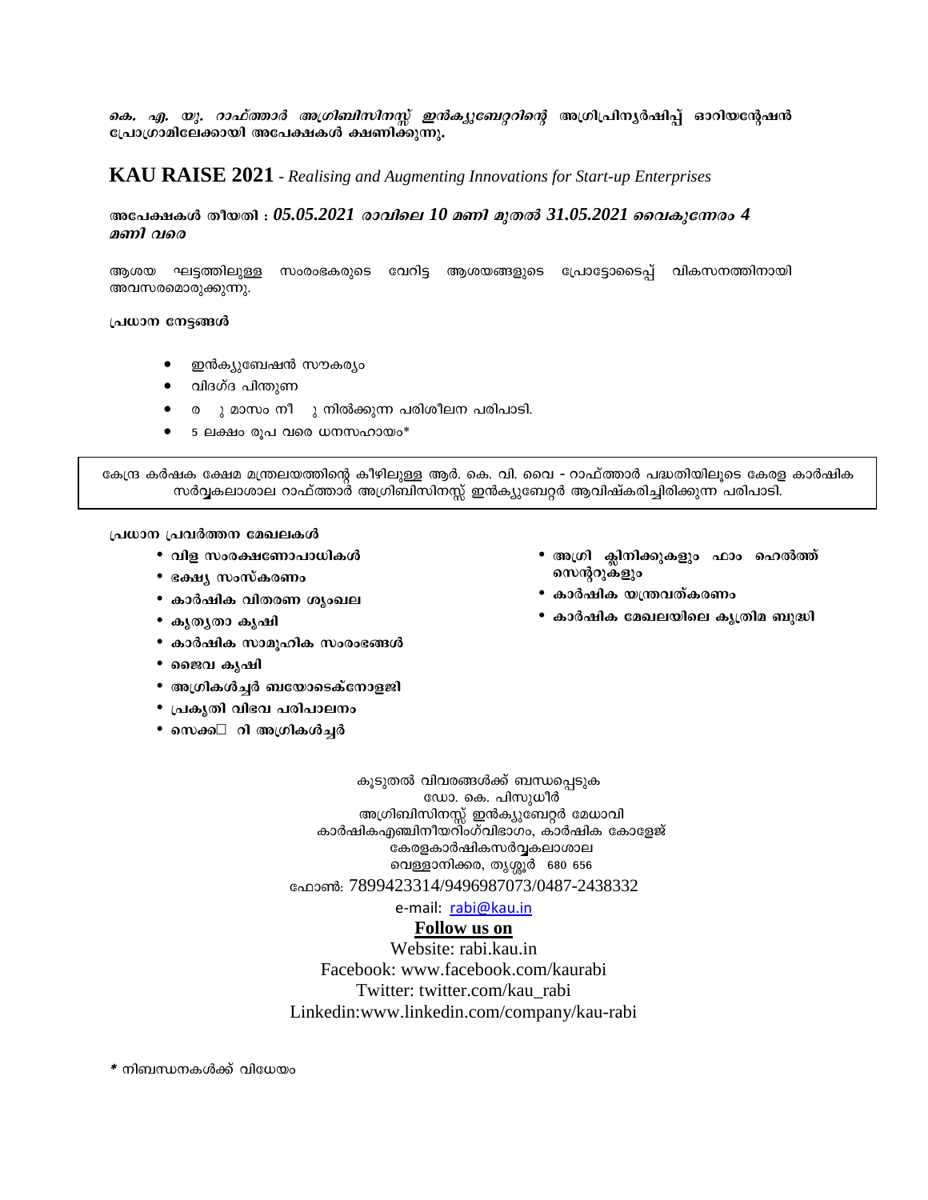***കെ. എ. യു. റാഫ്ത്താർ അഗ്രിബിസിനസ്സ് ഇൻക്യുബേറ്ററിന്റെ* അഗ്രിപ്രിന്യൂർഷിപ്പ് ഓറിയന്റേഷൻ പ്രോഗ്രാമിലേക്കായി അപേക്ഷകൾ ക്ഷണിക്കുന്നു.**

## KAU RAISE 2021 - *Realising and Augmenting Innovations for Start-up Enterprises*

**അപേക്ഷകൾ തീയതി : *05.05.2021 രാവിലെ 10 മണി മുതൽ 31.05.2021 വൈകുന്നേരം 4 മണി വരെ***

ആശയ ഘട്ടത്തിലുള്ള സംരംഭകരുടെ വേറിട്ട ആശയങ്ങളുടെ പ്രോട്ടോടൈപ്പ് വികസനത്തിനായി അവസരമൊരുക്കുന്നു.

**പ്രധാന നേട്ടങ്ങൾ**

- ഇൻക്യുബേഷൻ സൗകര്യം
- വിദഗ്ദ പിന്തുണ
- ര ു മാസം നീ ു നിൽക്കുന്ന പരിശീലന പരിപാടി.
- 5 ലക്ഷം രൂപ വരെ ധനസഹായം*

കേന്ദ്ര കർഷക ക്ഷേമ മന്ത്രലയത്തിന്റെ കീഴിലുള്ള ആർ. കെ. വി. വൈ - റാഫ്ത്താർ പദ്ധതിയിലൂടെ കേരള കാർഷിക സർവ്വകലാശാല റാഫ്ത്താർ അഗ്രിബിസിനസ്സ് ഇൻക്യുബേറ്റർ ആവിഷ്കരിച്ചിരിക്കുന്ന പരിപാടി.

**പ്രധാന പ്രവർത്തന മേഖലകൾ**

- **വിള സംരക്ഷണോപാധികൾ**
- **ഭക്ഷ്യ സംസ്കരണം**
- **കാർഷിക വിതരണ ശൃംഖല**
- **കൃത്യതാ കൃഷി**
- **കാർഷിക സാമൂഹിക സംരംഭങ്ങൾ**
- **ജൈവ കൃഷി**
- **അഗ്രികൾച്ചർ ബയോടെക്നോളജി**
- **പ്രകൃതി വിഭവ പരിപാലനം**
- **സെക്ക□ റി അഗ്രികൾച്ചർ**
- **അഗ്രി ക്ലിനിക്കുകളും ഫാം ഹെൽത്ത് സെന്ററുകളും**
- **കാർഷിക യന്ത്രവത്കരണം**
- **കാർഷിക മേഖലയിലെ കൃത്രിമ ബുദ്ധി**

കൂടുതൽ വിവരങ്ങൾക്ക് ബന്ധപ്പെടുക
ഡോ. കെ. പിസുധീർ
അഗ്രിബിസിനസ്സ് ഇൻക്യുബേറ്റർ മേധാവി
കാർഷികഎഞ്ചിനീയറിംഗ്വിഭാഗം, കാർഷിക കോളേജ്
കേരളകാർഷികസർവ്വകലാശാല
വെള്ളാനിക്കര, തൃശ്ശൂർ 680 656
ഫോൺ: 7899423314/9496987073/0487-2438332
e-mail: rabi@kau.in

**Follow us on**

Website: rabi.kau.in
Facebook: www.facebook.com/kaurabi
Twitter: twitter.com/kau_rabi
Linkedin:www.linkedin.com/company/kau-rabi

*\* നിബന്ധനകൾക്ക് വിധേയം*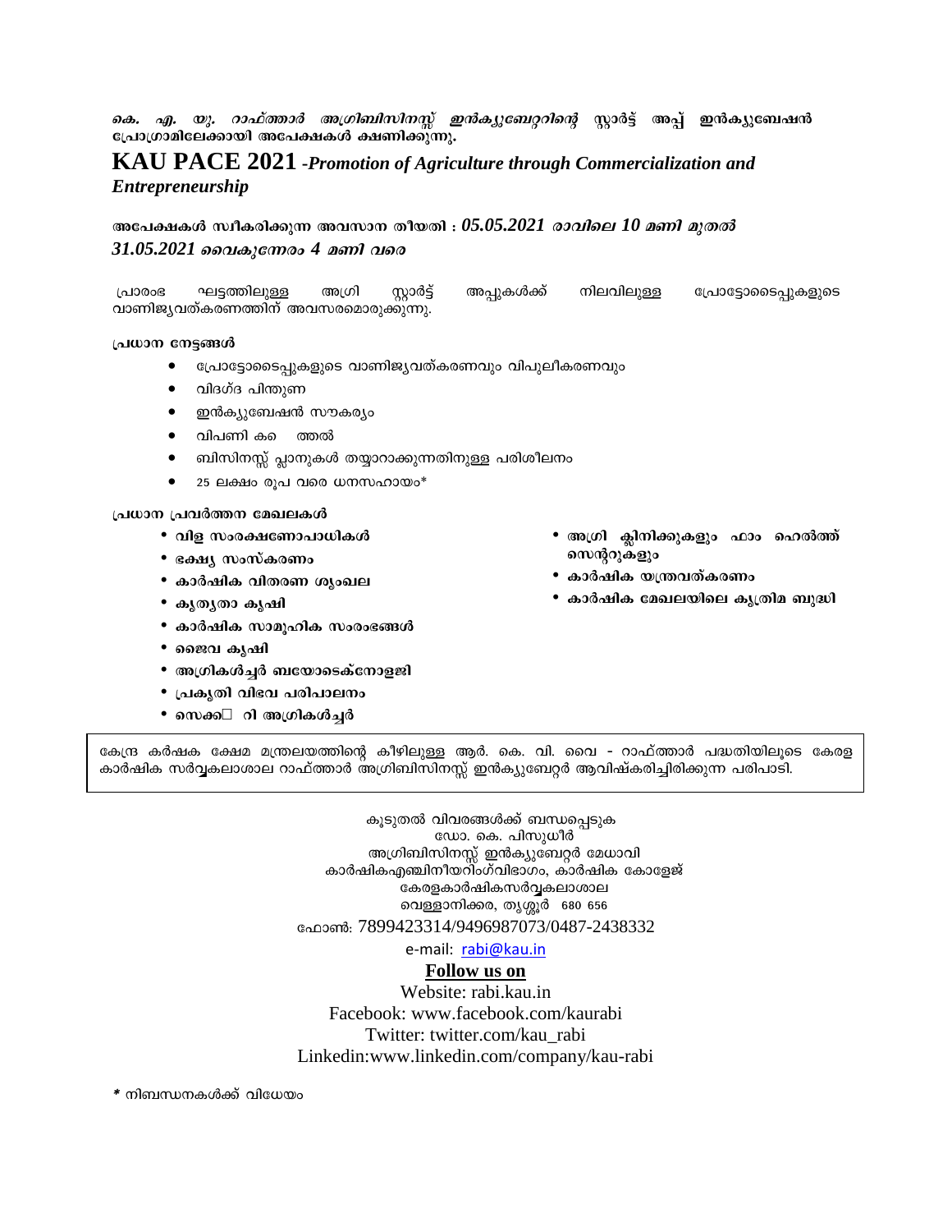***കെ. എ. യു. റാഫ്ത്താർ അഗ്രിബിസിനസ്സ് ഇൻക്യുബേറ്ററിന്റെ സ്റ്റാർട്ട് അപ്പ് ഇൻക്യുബേഷൻ പ്രോഗ്രാമിലേക്കായി അപേക്ഷകൾ ക്ഷണിക്കുന്നു.***

# KAU PACE 2021 -*Promotion of Agriculture through Commercialization and Entrepreneurship*

**അപേക്ഷകൾ സ്വീകരിക്കുന്ന അവസാന തീയതി : *05.05.2021 രാവിലെ 10 മണി മുതൽ 31.05.2021 വൈകുന്നേരം 4 മണി വരെ***

പ്രാരംഭ ഘട്ടത്തിലുള്ള അഗ്രി സ്റ്റാർട്ട് അപ്പുകൾക്ക് നിലവിലുള്ള പ്രോട്ടോടൈപ്പുകളുടെ വാണിജ്യവത്കരണത്തിന് അവസരമൊരുക്കുന്നു.

**പ്രധാന നേട്ടങ്ങൾ**

- പ്രോട്ടോടൈപ്പുകളുടെ വാണിജ്യവത്കരണവും വിപുലീകരണവും
- വിദഗ്ദ പിന്തുണ
- ഇൻക്യുബേഷൻ സൗകര്യം
- വിപണി കണ്ടെത്തൽ
- ബിസിനസ്സ് പ്ലാനുകൾ തയ്യാറാക്കുന്നതിനുള്ള പരിശീലനം
- 25 ലക്ഷം രൂപ വരെ ധനസഹായം*

**പ്രധാന പ്രവർത്തന മേഖലകൾ**

- **വിള സംരക്ഷണോപാധികൾ**
- **ഭക്ഷ്യ സംസ്കരണം**
- **കാർഷിക വിതരണ ശൃംഖല**
- **കൃത്യതാ കൃഷി**
- **കാർഷിക സാമൂഹിക സംരംഭങ്ങൾ**
- **ജൈവ കൃഷി**
- **അഗ്രികൾച്ചർ ബയോടെക്നോളജി**
- **പ്രകൃതി വിഭവ പരിപാലനം**
- **സെക്കൻ റി അഗ്രികൾച്ചർ**
- **അഗ്രി ക്ലിനിക്കുകളും ഫാം ഹെൽത്ത് സെന്ററുകളും**
- **കാർഷിക യന്ത്രവത്കരണം**
- **കാർഷിക മേഖലയിലെ കൃത്രിമ ബുദ്ധി**

കേന്ദ്ര കർഷക ക്ഷേമ മന്ത്രാലയത്തിന്റെ കീഴിലുള്ള ആർ. കെ. വി. വൈ - റാഫ്ത്താർ പദ്ധതിയിലൂടെ കേരള കാർഷിക സർവ്വകലാശാല റാഫ്ത്താർ അഗ്രിബിസിനസ്സ് ഇൻക്യുബേറ്റർ ആവിഷ്കരിച്ചിരിക്കുന്ന പരിപാടി.

കൂടുതൽ വിവരങ്ങൾക്ക് ബന്ധപ്പെടുക
ഡോ. കെ. പിസുധീർ
അഗ്രിബിസിനസ്സ് ഇൻക്യുബേറ്റർ മേധാവി
കാർഷികഎഞ്ചിനീയറിംഗ്വിഭാഗം, കാർഷിക കോളേജ്
കേരളകാർഷികസർവ്വകലാശാല
വെള്ളാനിക്കര, തൃശ്ശൂർ 680 656
ഫോൺ: 7899423314/9496987073/0487-2438332
e-mail: rabi@kau.in

**Follow us on**

Website: rabi.kau.in
Facebook: www.facebook.com/kaurabi
Twitter: twitter.com/kau_rabi
Linkedin:www.linkedin.com/company/kau-rabi

*** നിബന്ധനകൾക്ക് വിധേയം**